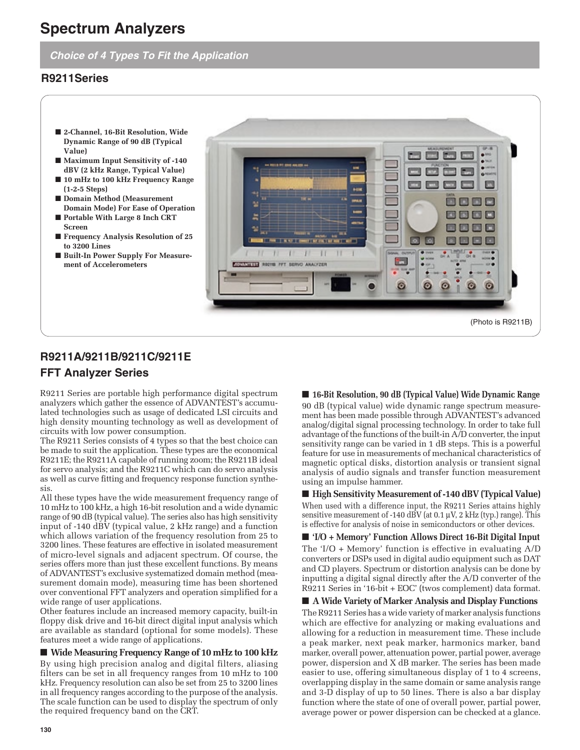# Spectrum Analyzers

*Choice of 4 Types To Fit the Application*

## R9211Series

- 2-Channel, 16-Bit Resolution, Wide Dynamic Range of 90 dB (Typical Value)
- Maximum Input Sensitivity of -140 dBV (2 kHz Range, Typical Value)
- 10 mHz to 100 kHz Frequency Range (1-2-5 Steps)
- Domain Method (Measurement Domain Mode) For Ease of Operation
- Portable With Large 8 Inch CRT Screen
- Frequency Analysis Resolution of 25 to 3200 Lines
- Built-In Power Supply For Measurement of Accelerometers

(Photo is R9211B)

## R9211A/9211B/9211C/9211E
## FFT Analyzer Series

R9211 Series are portable high performance digital spectrum analyzers which gather the essence of ADVANTEST's accumulated technologies such as usage of dedicated LSI circuits and high density mounting technology as well as development of circuits with low power consumption.

The R9211 Series consists of 4 types so that the best choice can be made to suit the application. These types are the economical R9211E; the R9211A capable of running zoom; the R9211B ideal for servo analysis; and the R9211C which can do servo analysis as well as curve fitting and frequency response function synthesis.

All these types have the wide measurement frequency range of 10 mHz to 100 kHz, a high 16-bit resolution and a wide dynamic range of 90 dB (typical value). The series also has high sensitivity input of -140 dBV (typical value, 2 kHz range) and a function which allows variation of the frequency resolution from 25 to 3200 lines. These features are effective in isolated measurement of micro-level signals and adjacent spectrum. Of course, the series offers more than just these excellent functions. By means of ADVANTEST's exclusive systematized domain method (measurement domain mode), measuring time has been shortened over conventional FFT analyzers and operation simplified for a wide range of user applications.

Other features include an increased memory capacity, built-in floppy disk drive and 16-bit direct digital input analysis which are available as standard (optional for some models). These features meet a wide range of applications.

### ■ Wide Measuring Frequency Range of 10 mHz to 100 kHz

By using high precision analog and digital filters, aliasing filters can be set in all frequency ranges from 10 mHz to 100 kHz. Frequency resolution can also be set from 25 to 3200 lines in all frequency ranges according to the purpose of the analysis. The scale function can be used to display the spectrum of only the required frequency band on the CRT.

### ■ 16-Bit Resolution, 90 dB (Typical Value) Wide Dynamic Range

90 dB (typical value) wide dynamic range spectrum measurement has been made possible through ADVANTEST's advanced analog/digital signal processing technology. In order to take full advantage of the functions of the built-in A/D converter, the input sensitivity range can be varied in 1 dB steps. This is a powerful feature for use in measurements of mechanical characteristics of magnetic optical disks, distortion analysis or transient signal analysis of audio signals and transfer function measurement using an impulse hammer.

### ■ High Sensitivity Measurement of -140 dBV (Typical Value)

When used with a difference input, the R9211 Series attains highly sensitive measurement of -140 dBV (at 0.1 µV, 2 kHz (typ.) range). This is effective for analysis of noise in semiconductors or other devices.

### ■ 'I/O + Memory' Function Allows Direct 16-Bit Digital Input

The 'I/O + Memory' function is effective in evaluating A/D converters or DSPs used in digital audio equipment such as DAT and CD players. Spectrum or distortion analysis can be done by inputting a digital signal directly after the A/D converter of the R9211 Series in '16-bit + EOC' (twos complement) data format.

### ■ A Wide Variety of Marker Analysis and Display Functions

The R9211 Series has a wide variety of marker analysis functions which are effective for analyzing or making evaluations and allowing for a reduction in measurement time. These include a peak marker, next peak marker, harmonics marker, band marker, overall power, attenuation power, partial power, average power, dispersion and X dB marker. The series has been made easier to use, offering simultaneous display of 1 to 4 screens, overlapping display in the same domain or same analysis range and 3-D display of up to 50 lines. There is also a bar display function where the state of one of overall power, partial power, average power or power dispersion can be checked at a glance.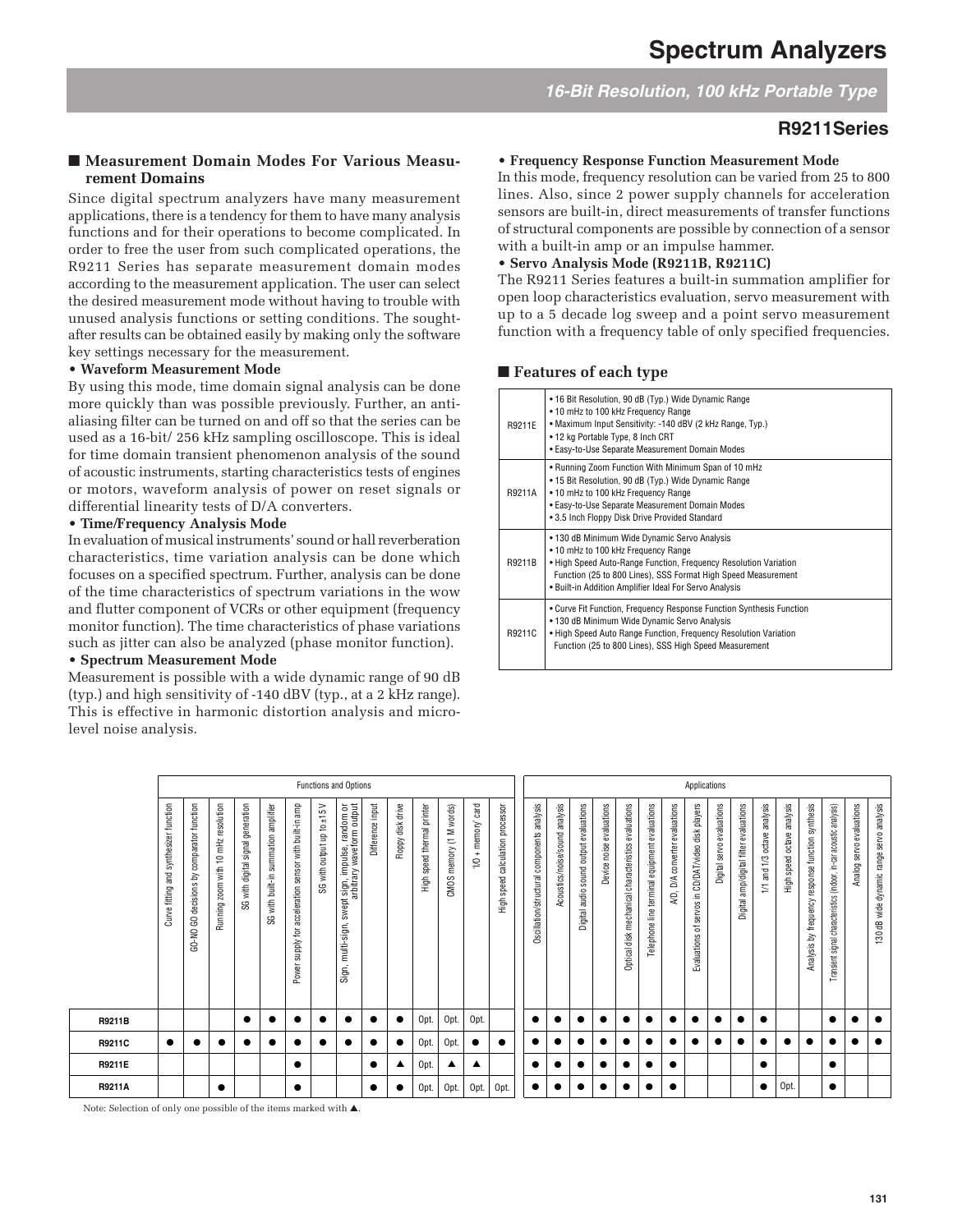## ■ Measurement Domain Modes For Various Measurement Domains

Since digital spectrum analyzers have many measurement applications, there is a tendency for them to have many analysis functions and for their operations to become complicated. In order to free the user from such complicated operations, the R9211 Series has separate measurement domain modes according to the measurement application. The user can select the desired measurement mode without having to trouble with unused analysis functions or setting conditions. The sought-after results can be obtained easily by making only the software key settings necessary for the measurement.

**• Waveform Measurement Mode**

By using this mode, time domain signal analysis can be done more quickly than was possible previously. Further, an anti-aliasing filter can be turned on and off so that the series can be used as a 16-bit/ 256 kHz sampling oscilloscope. This is ideal for time domain transient phenomenon analysis of the sound of acoustic instruments, starting characteristics tests of engines or motors, waveform analysis of power on reset signals or differential linearity tests of D/A converters.

**• Time/Frequency Analysis Mode**

In evaluation of musical instruments' sound or hall reverberation characteristics, time variation analysis can be done which focuses on a specified spectrum. Further, analysis can be done of the time characteristics of spectrum variations in the wow and flutter component of VCRs or other equipment (frequency monitor function). The time characteristics of phase variations such as jitter can also be analyzed (phase monitor function).

**• Spectrum Measurement Mode**

Measurement is possible with a wide dynamic range of 90 dB (typ.) and high sensitivity of -140 dBV (typ., at a 2 kHz range). This is effective in harmonic distortion analysis and micro-level noise analysis.

**• Frequency Response Function Measurement Mode**

In this mode, frequency resolution can be varied from 25 to 800 lines. Also, since 2 power supply channels for acceleration sensors are built-in, direct measurements of transfer functions of structural components are possible by connection of a sensor with a built-in amp or an impulse hammer.

**• Servo Analysis Mode (R9211B, R9211C)**

The R9211 Series features a built-in summation amplifier for open loop characteristics evaluation, servo measurement with up to a 5 decade log sweep and a point servo measurement function with a frequency table of only specified frequencies.

## ■ Features of each type

| | |
|---|---|
| R9211E | • 16 Bit Resolution, 90 dB (Typ.) Wide Dynamic Range<br>• 10 mHz to 100 kHz Frequency Range<br>• Maximum Input Sensitivity: -140 dBV (2 kHz Range, Typ.)<br>• 12 kg Portable Type, 8 Inch CRT<br>• Easy-to-Use Separate Measurement Domain Modes |
| R9211A | • Running Zoom Function With Minimum Span of 10 mHz<br>• 15 Bit Resolution, 90 dB (Typ.) Wide Dynamic Range<br>• 10 mHz to 100 kHz Frequency Range<br>• Easy-to-Use Separate Measurement Domain Modes<br>• 3.5 Inch Floppy Disk Drive Provided Standard |
| R9211B | • 130 dB Minimum Wide Dynamic Servo Analysis<br>• 10 mHz to 100 kHz Frequency Range<br>• High Speed Auto-Range Function, Frequency Resolution Variation Function (25 to 800 Lines), SSS Format High Speed Measurement<br>• Built-in Addition Amplifier Ideal For Servo Analysis |
| R9211C | • Curve Fit Function, Frequency Response Function Synthesis Function<br>• 130 dB Minimum Wide Dynamic Servo Analysis<br>• High Speed Auto Range Function, Frequency Resolution Variation Function (25 to 800 Lines), SSS High Speed Measurement |

| | Functions and Options | | | | | | | | | | | | | | Applications | | | | | | | | | | | | | | | |
|---|---|---|---|---|---|---|---|---|---|---|---|---|---|---|---|---|---|---|---|---|---|---|---|---|---|---|---|---|---|---|
| | Curve fitting and synthesizer function | GO-NO GO decisions by comparator function | Running zoom with 10 mHz resolution | SG with digital signal generation | SG with built-in summation amplifier | Power supply for acceleration sensor with built-in amp | SG with output up to ±15 V | Sign, multi-sign, swept sign, impulse, random or arbitrary waveform output | Difference input | Floppy disk drive | High speed thermal printer | CMOS memory (1 M words) | 'I/O + memory' card | High speed calculation processor | Oscillation/structural components analysis | Acoustics/noise/sound analysis | Digital audio sound output evaluations | Device noise evaluations | Optical disk mechanical characteristics evaluations | Telephone line terminal equipment evaluations | A/D, D/A converter evaluations | Evaluations of servos in CD/DAT/video disk players | Digital servo evaluations | Digital amp/digital filter evaluations | 1/1 and 1/3 octave analysis | High speed octave analysis | Analysis by frequency response function synthesis | Transient signal characteristics (indoor, in-car acoustic analysis) | Analog servo evaluations | 130 dB wide dynamic range servo analysis |
| **R9211B** | | | | ● | ● | ● | ● | ● | ● | ● | Opt. | Opt. | Opt. | | ● | ● | ● | ● | ● | ● | ● | ● | ● | ● | ● | | | ● | ● | ● |
| **R9211C** | ● | ● | ● | ● | ● | ● | ● | ● | ● | ● | Opt. | Opt. | ● | ● | ● | ● | ● | ● | ● | ● | ● | ● | ● | ● | ● | ● | ● | ● | ● | ● |
| **R9211E** | | | | | | ● | | | ● | ▲ | Opt. | ▲ | ▲ | | ● | ● | ● | ● | ● | ● | ● | | | | ● | | | ● | | |
| **R9211A** | | | ● | | | ● | | | ● | ● | Opt. | Opt. | Opt. | Opt. | ● | ● | ● | ● | ● | ● | ● | | | | ● | Opt. | | ● | | |

Note: Selection of only one possible of the items marked with ▲.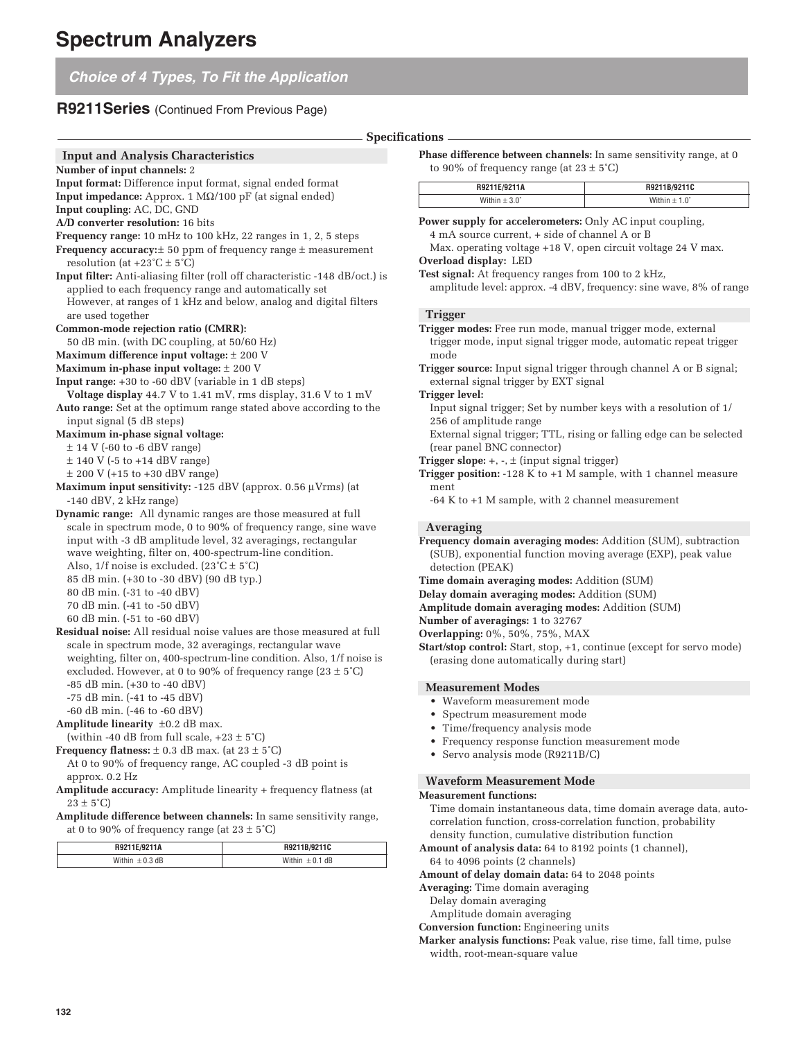# Spectrum Analyzers

## *Choice of 4 Types, To Fit the Application*

### R9211Series (Continued From Previous Page)

**Specifications**

#### Input and Analysis Characteristics

**Number of input channels:** 2
**Input format:** Difference input format, signal ended format
**Input impedance:** Approx. 1 MΩ/100 pF (at signal ended)
**Input coupling:** AC, DC, GND
**A/D converter resolution:** 16 bits
**Frequency range:** 10 mHz to 100 kHz, 22 ranges in 1, 2, 5 steps
**Frequency accuracy:** ± 50 ppm of frequency range ± measurement resolution (at +23°C ± 5°C)
**Input filter:** Anti-aliasing filter (roll off characteristic -148 dB/oct.) is applied to each frequency range and automatically set
However, at ranges of 1 kHz and below, analog and digital filters are used together
**Common-mode rejection ratio (CMRR):**
50 dB min. (with DC coupling, at 50/60 Hz)
**Maximum difference input voltage:** ± 200 V
**Maximum in-phase input voltage:** ± 200 V
**Input range:** +30 to -60 dBV (variable in 1 dB steps)
**Voltage display** 44.7 V to 1.41 mV, rms display, 31.6 V to 1 mV
**Auto range:** Set at the optimum range stated above according to the input signal (5 dB steps)
**Maximum in-phase signal voltage:**
± 14 V (-60 to -6 dBV range)
± 140 V (-5 to +14 dBV range)
± 200 V (+15 to +30 dBV range)
**Maximum input sensitivity:** -125 dBV (approx. 0.56 μVrms) (at -140 dBV, 2 kHz range)
**Dynamic range:** All dynamic ranges are those measured at full scale in spectrum mode, 0 to 90% of frequency range, sine wave input with -3 dB amplitude level, 32 averagings, rectangular wave weighting, filter on, 400-spectrum-line condition. Also, 1/f noise is excluded. (23°C ± 5°C)
85 dB min. (+30 to -30 dBV) (90 dB typ.)
80 dB min. (-31 to -40 dBV)
70 dB min. (-41 to -50 dBV)
60 dB min. (-51 to -60 dBV)
**Residual noise:** All residual noise values are those measured at full scale in spectrum mode, 32 averagings, rectangular wave weighting, filter on, 400-spectrum-line condition. Also, 1/f noise is excluded. However, at 0 to 90% of frequency range (23 ± 5°C)
-85 dB min. (+30 to -40 dBV)
-75 dB min. (-41 to -45 dBV)
-60 dB min. (-46 to -60 dBV)
**Amplitude linearity** ±0.2 dB max.
(within -40 dB from full scale, +23 ± 5°C)
**Frequency flatness:** ± 0.3 dB max. (at 23 ± 5°C)
At 0 to 90% of frequency range, AC coupled -3 dB point is approx. 0.2 Hz
**Amplitude accuracy:** Amplitude linearity + frequency flatness (at 23 ± 5°C)
**Amplitude difference between channels:** In same sensitivity range, at 0 to 90% of frequency range (at 23 ± 5°C)

| R9211E/9211A | R9211B/9211C |
|---|---|
| Within ± 0.3 dB | Within ± 0.1 dB |

**Phase difference between channels:** In same sensitivity range, at 0 to 90% of frequency range (at 23 ± 5°C)

| R9211E/9211A | R9211B/9211C |
|---|---|
| Within ± 3.0° | Within ± 1.0° |

**Power supply for accelerometers:** Only AC input coupling, 4 mA source current, + side of channel A or B
Max. operating voltage +18 V, open circuit voltage 24 V max.
**Overload display:** LED
**Test signal:** At frequency ranges from 100 to 2 kHz, amplitude level: approx. -4 dBV, frequency: sine wave, 8% of range

#### Trigger

**Trigger modes:** Free run mode, manual trigger mode, external trigger mode, input signal trigger mode, automatic repeat trigger mode
**Trigger source:** Input signal trigger through channel A or B signal; external signal trigger by EXT signal
**Trigger level:**
Input signal trigger; Set by number keys with a resolution of 1/256 of amplitude range
External signal trigger; TTL, rising or falling edge can be selected (rear panel BNC connector)
**Trigger slope:** +, -, ± (input signal trigger)
**Trigger position:** -128 K to +1 M sample, with 1 channel measurement
-64 K to +1 M sample, with 2 channel measurement

#### Averaging

**Frequency domain averaging modes:** Addition (SUM), subtraction (SUB), exponential function moving average (EXP), peak value detection (PEAK)
**Time domain averaging modes:** Addition (SUM)
**Delay domain averaging modes:** Addition (SUM)
**Amplitude domain averaging modes:** Addition (SUM)
**Number of averagings:** 1 to 32767
**Overlapping:** 0%, 50%, 75%, MAX
**Start/stop control:** Start, stop, +1, continue (except for servo mode) (erasing done automatically during start)

#### Measurement Modes

- Waveform measurement mode
- Spectrum measurement mode
- Time/frequency analysis mode
- Frequency response function measurement mode
- Servo analysis mode (R9211B/C)

#### Waveform Measurement Mode

**Measurement functions:**
Time domain instantaneous data, time domain average data, auto-correlation function, cross-correlation function, probability density function, cumulative distribution function
**Amount of analysis data:** 64 to 8192 points (1 channel),
64 to 4096 points (2 channels)
**Amount of delay domain data:** 64 to 2048 points
**Averaging:** Time domain averaging
Delay domain averaging
Amplitude domain averaging
**Conversion function:** Engineering units
**Marker analysis functions:** Peak value, rise time, fall time, pulse width, root-mean-square value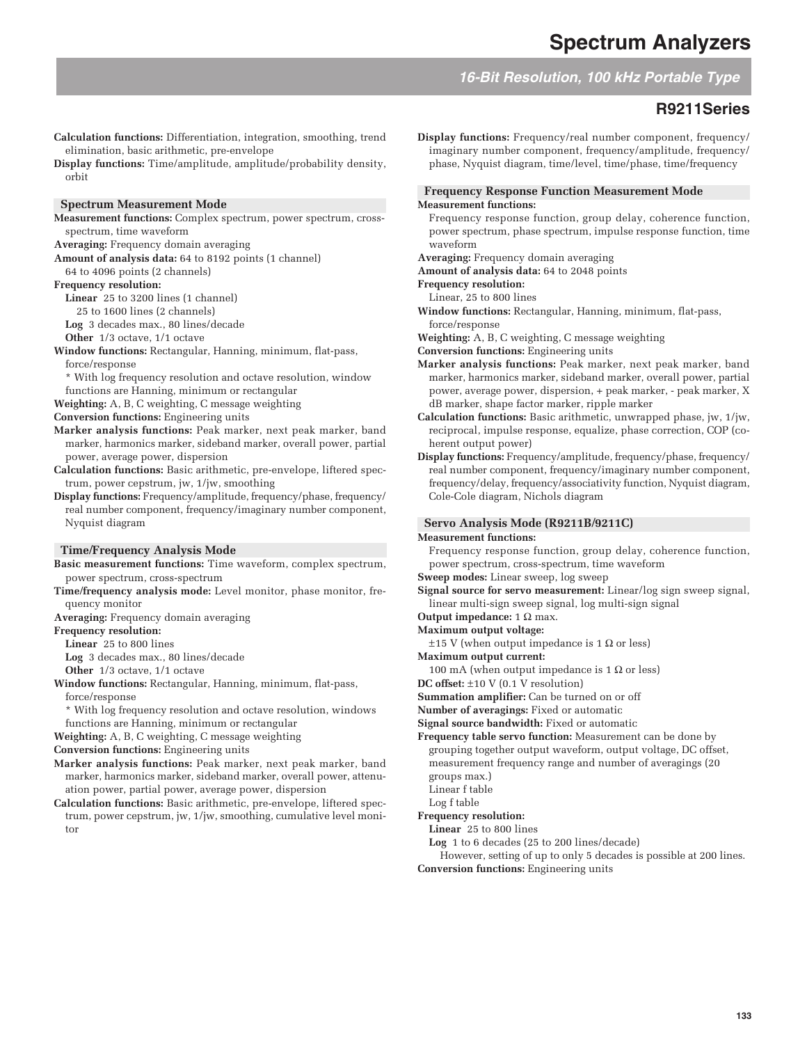**Calculation functions:** Differentiation, integration, smoothing, trend elimination, basic arithmetic, pre-envelope

**Display functions:** Time/amplitude, amplitude/probability density, orbit

### Spectrum Measurement Mode

**Measurement functions:** Complex spectrum, power spectrum, cross-spectrum, time waveform

**Averaging:** Frequency domain averaging

**Amount of analysis data:** 64 to 8192 points (1 channel)
64 to 4096 points (2 channels)

**Frequency resolution:**
**Linear** 25 to 3200 lines (1 channel)
25 to 1600 lines (2 channels)
**Log** 3 decades max., 80 lines/decade
**Other** 1/3 octave, 1/1 octave

**Window functions:** Rectangular, Hanning, minimum, flat-pass, force/response
* With log frequency resolution and octave resolution, window functions are Hanning, minimum or rectangular

**Weighting:** A, B, C weighting, C message weighting

**Conversion functions:** Engineering units

**Marker analysis functions:** Peak marker, next peak marker, band marker, harmonics marker, sideband marker, overall power, partial power, average power, dispersion

**Calculation functions:** Basic arithmetic, pre-envelope, liftered spectrum, power cepstrum, jw, 1/jw, smoothing

**Display functions:** Frequency/amplitude, frequency/phase, frequency/real number component, frequency/imaginary number component, Nyquist diagram

### Time/Frequency Analysis Mode

**Basic measurement functions:** Time waveform, complex spectrum, power spectrum, cross-spectrum

**Time/frequency analysis mode:** Level monitor, phase monitor, frequency monitor

**Averaging:** Frequency domain averaging

**Frequency resolution:**
**Linear** 25 to 800 lines
**Log** 3 decades max., 80 lines/decade
**Other** 1/3 octave, 1/1 octave

**Window functions:** Rectangular, Hanning, minimum, flat-pass, force/response
* With log frequency resolution and octave resolution, windows functions are Hanning, minimum or rectangular

**Weighting:** A, B, C weighting, C message weighting

**Conversion functions:** Engineering units

**Marker analysis functions:** Peak marker, next peak marker, band marker, harmonics marker, sideband marker, overall power, attenuation power, partial power, average power, dispersion

**Calculation functions:** Basic arithmetic, pre-envelope, liftered spectrum, power cepstrum, jw, 1/jw, smoothing, cumulative level monitor

**Display functions:** Frequency/real number component, frequency/imaginary number component, frequency/amplitude, frequency/phase, Nyquist diagram, time/level, time/phase, time/frequency

### Frequency Response Function Measurement Mode

**Measurement functions:**
Frequency response function, group delay, coherence function, power spectrum, phase spectrum, impulse response function, time waveform

**Averaging:** Frequency domain averaging

**Amount of analysis data:** 64 to 2048 points

**Frequency resolution:**
Linear, 25 to 800 lines

**Window functions:** Rectangular, Hanning, minimum, flat-pass, force/response

**Weighting:** A, B, C weighting, C message weighting

**Conversion functions:** Engineering units

**Marker analysis functions:** Peak marker, next peak marker, band marker, harmonics marker, sideband marker, overall power, partial power, average power, dispersion, + peak marker, - peak marker, X dB marker, shape factor marker, ripple marker

**Calculation functions:** Basic arithmetic, unwrapped phase, jw, 1/jw, reciprocal, impulse response, equalize, phase correction, COP (coherent output power)

**Display functions:** Frequency/amplitude, frequency/phase, frequency/real number component, frequency/imaginary number component, frequency/delay, frequency/associativity function, Nyquist diagram, Cole-Cole diagram, Nichols diagram

### Servo Analysis Mode (R9211B/9211C)

**Measurement functions:**
Frequency response function, group delay, coherence function, power spectrum, cross-spectrum, time waveform

**Sweep modes:** Linear sweep, log sweep

**Signal source for servo measurement:** Linear/log sign sweep signal, linear multi-sign sweep signal, log multi-sign signal

**Output impedance:** 1 Ω max.

**Maximum output voltage:**
±15 V (when output impedance is 1 Ω or less)

**Maximum output current:**
100 mA (when output impedance is 1 Ω or less)

**DC offset:** ±10 V (0.1 V resolution)

**Summation amplifier:** Can be turned on or off

**Number of averagings:** Fixed or automatic

**Signal source bandwidth:** Fixed or automatic

**Frequency table servo function:** Measurement can be done by grouping together output waveform, output voltage, DC offset, measurement frequency range and number of averagings (20 groups max.)
Linear f table
Log f table

**Frequency resolution:**
**Linear** 25 to 800 lines
**Log** 1 to 6 decades (25 to 200 lines/decade)
However, setting of up to only 5 decades is possible at 200 lines.

**Conversion functions:** Engineering units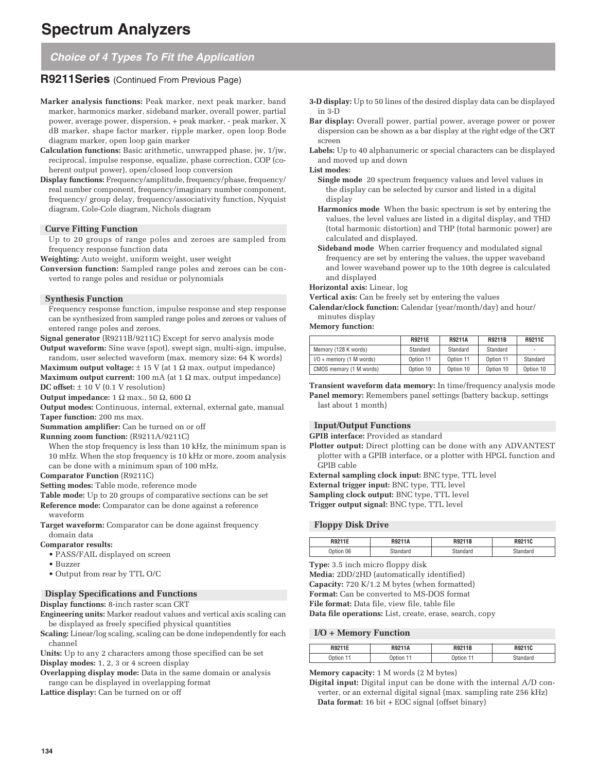# Spectrum Analyzers

## Choice of 4 Types To Fit the Application

### R9211Series (Continued From Previous Page)

**Marker analysis functions:** Peak marker, next peak marker, band marker, harmonics marker, sideband marker, overall power, partial power, average power, dispersion, + peak marker, - peak marker, X dB marker, shape factor marker, ripple marker, open loop Bode diagram marker, open loop gain marker

**Calculation functions:** Basic arithmetic, unwrapped phase, jw, 1/jw, reciprocal, impulse response, equalize, phase correction, COP (coherent output power), open/closed loop conversion

**Display functions:** Frequency/amplitude, frequency/phase, frequency/real number component, frequency/imaginary number component, frequency/ group delay, frequency/associativity function, Nyquist diagram, Cole-Cole diagram, Nichols diagram

#### Curve Fitting Function

Up to 20 groups of range poles and zeroes are sampled from frequency response function data

**Weighting:** Auto weight, uniform weight, user weight

**Conversion function:** Sampled range poles and zeroes can be converted to range poles and residue or polynomials

#### Synthesis Function

Frequency response function, impulse response and step response can be synthesized from sampled range poles and zeroes or values of entered range poles and zeroes.

**Signal generator** (R9211B/9211C) Except for servo analysis mode

**Output waveform:** Sine wave (spot), swept sign, multi-sign, impulse, random, user selected waveform (max. memory size: 64 K words)

**Maximum output voltage:** ± 15 V (at 1 Ω max. output impedance)

**Maximum output current:** 100 mA (at 1 Ω max. output impedance)

**DC offset:** ± 10 V (0.1 V resolution)

**Output impedance:** 1 Ω max., 50 Ω, 600 Ω

**Output modes:** Continuous, internal, external, external gate, manual

**Taper function:** 200 ms max.

**Summation amplifier:** Can be turned on or off

**Running zoom function:** (R9211A/9211C)

When the stop frequency is less than 10 kHz, the minimum span is 10 mHz. When the stop frequency is 10 kHz or more, zoom analysis can be done with a minimum span of 100 mHz.

**Comparator Function** (R9211C)

**Setting modes:** Table mode, reference mode

**Table mode:** Up to 20 groups of comparative sections can be set

**Reference mode:** Comparator can be done against a reference waveform

**Target waveform:** Comparator can be done against frequency domain data

**Comparator results:**

- PASS/FAIL displayed on screen
- Buzzer
- Output from rear by TTL O/C

#### Display Specifications and Functions

**Display functions:** 8-inch raster scan CRT

**Engineering units:** Marker readout values and vertical axis scaling can be displayed as freely specified physical quantities

**Scaling:** Linear/log scaling, scaling can be done independently for each channel

**Units:** Up to any 2 characters among those specified can be set

**Display modes:** 1, 2, 3 or 4 screen display

**Overlapping display mode:** Data in the same domain or analysis range can be displayed in overlapping format

**Lattice display:** Can be turned on or off

**3-D display:** Up to 50 lines of the desired display data can be displayed in 3-D

**Bar display:** Overall power, partial power, average power or power dispersion can be shown as a bar display at the right edge of the CRT screen

**Labels:** Up to 40 alphanumeric or special characters can be displayed and moved up and down

**List modes:**

**Single mode** 20 spectrum frequency values and level values in the display can be selected by cursor and listed in a digital display

**Harmonics mode** When the basic spectrum is set by entering the values, the level values are listed in a digital display, and THD (total harmonic distortion) and THP (total harmonic power) are calculated and displayed.

**Sideband mode** When carrier frequency and modulated signal frequency are set by entering the values, the upper waveband and lower waveband power up to the 10th degree is calculated and displayed

**Horizontal axis:** Linear, log

**Vertical axis:** Can be freely set by entering the values

**Calendar/clock function:** Calendar (year/month/day) and hour/ minutes display

**Memory function:**

| | R9211E | R9211A | R9211B | R9211C |
|---|---|---|---|---|
| Memory (128 K words) | Standard | Standard | Standard | - |
| I/O + memory (1 M words) | Option 11 | Option 11 | Option 11 | Standard |
| CMOS memory (1 M words) | Option 10 | Option 10 | Option 10 | Option 10 |

**Transient waveform data memory:** In time/frequency analysis mode

**Panel memory:** Remembers panel settings (battery backup, settings last about 1 month)

#### Input/Output Functions

**GPIB interface:** Provided as standard

**Plotter output:** Direct plotting can be done with any ADVANTEST plotter with a GPIB interface, or a plotter with HPGL function and GPIB cable

**External sampling clock input:** BNC type, TTL level

**External trigger input:** BNC type, TTL level

**Sampling clock output:** BNC type, TTL level

**Trigger output signal:** BNC type, TTL level

#### Floppy Disk Drive

| R9211E | R9211A | R9211B | R9211C |
|---|---|---|---|
| Option 06 | Standard | Standard | Standard |

**Type:** 3.5 inch micro floppy disk

**Media:** 2DD/2HD (automatically identified)

**Capacity:** 720 K/1.2 M bytes (when formatted)

**Format:** Can be converted to MS-DOS format

**File format:** Data file, view file, table file

**Data file operations:** List, create, erase, search, copy

#### I/O + Memory Function

| R9211E | R9211A | R9211B | R9211C |
|---|---|---|---|
| Option 11 | Option 11 | Option 11 | Standard |

**Memory capacity:** 1 M words (2 M bytes)

**Digital input:** Digital input can be done with the internal A/D converter, or an external digital signal (max. sampling rate 256 kHz)

**Data format:** 16 bit + EOC signal (offset binary)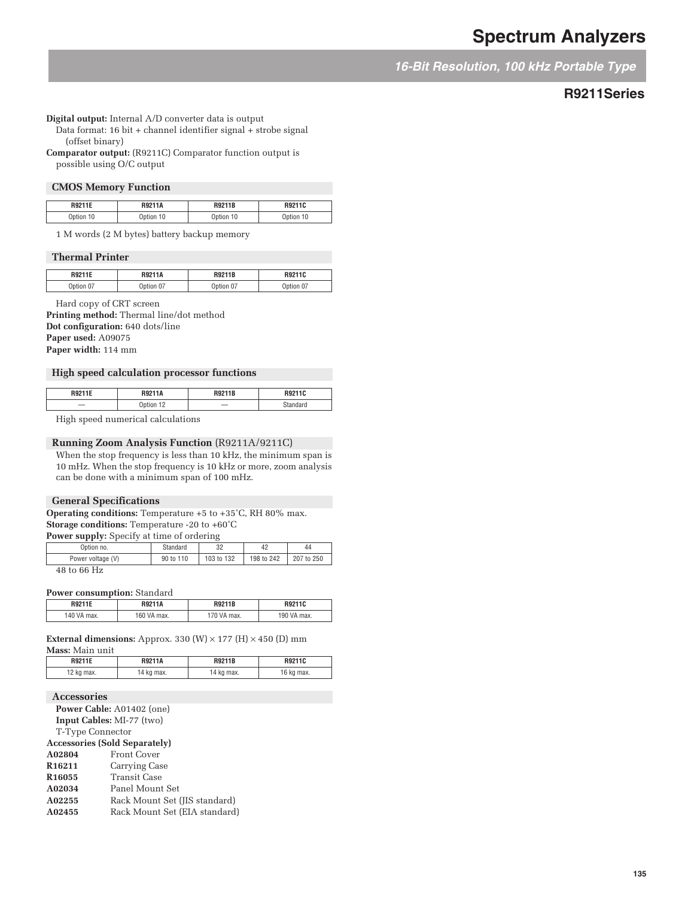**Digital output:** Internal A/D converter data is output
Data format: 16 bit + channel identifier signal + strobe signal (offset binary)
**Comparator output:** (R9211C) Comparator function output is possible using O/C output

### CMOS Memory Function

| R9211E | R9211A | R9211B | R9211C |
|---|---|---|---|
| Option 10 | Option 10 | Option 10 | Option 10 |

1 M words (2 M bytes) battery backup memory

### Thermal Printer

| R9211E | R9211A | R9211B | R9211C |
|---|---|---|---|
| Option 07 | Option 07 | Option 07 | Option 07 |

Hard copy of CRT screen
**Printing method:** Thermal line/dot method
**Dot configuration:** 640 dots/line
**Paper used:** A09075
**Paper width:** 114 mm

### High speed calculation processor functions

| R9211E | R9211A | R9211B | R9211C |
|---|---|---|---|
| — | Option 12 | — | Standard |

High speed numerical calculations

### Running Zoom Analysis Function (R9211A/9211C)

When the stop frequency is less than 10 kHz, the minimum span is 10 mHz. When the stop frequency is 10 kHz or more, zoom analysis can be done with a minimum span of 100 mHz.

### General Specifications

**Operating conditions:** Temperature +5 to +35˚C, RH 80% max.
**Storage conditions:** Temperature -20 to +60˚C
**Power supply:** Specify at time of ordering

| Option no. | Standard | 32 | 42 | 44 |
|---|---|---|---|---|
| Power voltage (V) | 90 to 110 | 103 to 132 | 198 to 242 | 207 to 250 |

48 to 66 Hz

**Power consumption:** Standard

| R9211E | R9211A | R9211B | R9211C |
|---|---|---|---|
| 140 VA max. | 160 VA max. | 170 VA max. | 190 VA max. |

**External dimensions:** Approx. 330 (W) × 177 (H) × 450 (D) mm
**Mass:** Main unit

| R9211E | R9211A | R9211B | R9211C |
|---|---|---|---|
| 12 kg max. | 14 kg max. | 14 kg max. | 16 kg max. |

### Accessories

**Power Cable:** A01402 (one)
**Input Cables:** MI-77 (two)
T-Type Connector

**Accessories (Sold Separately)**

**A02804** Front Cover
**R16211** Carrying Case
**R16055** Transit Case
**A02034** Panel Mount Set
**A02255** Rack Mount Set (JIS standard)
**A02455** Rack Mount Set (EIA standard)